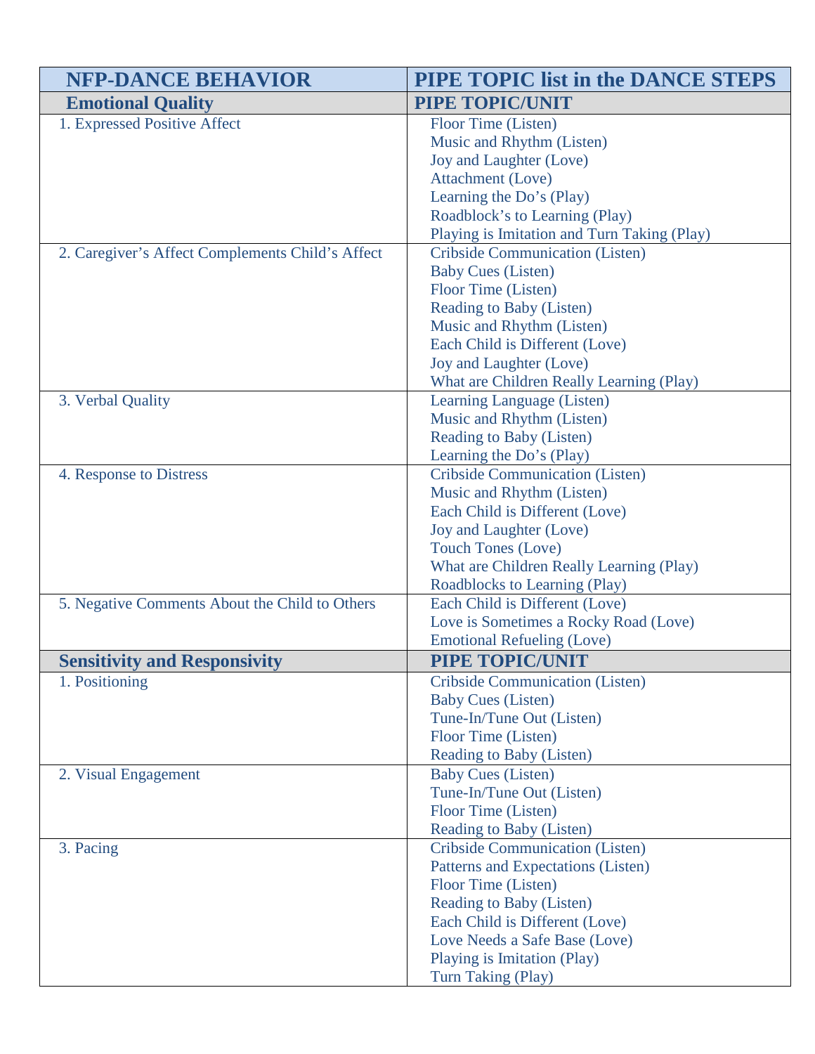| NFP-DANCE BEHAVIOR | PIPE TOPIC list in the DANCE STEPS |
|---|---|
| **Emotional Quality** | **PIPE TOPIC/UNIT** |
| 1. Expressed Positive Affect | Floor Time (Listen)<br>Music and Rhythm (Listen)<br>Joy and Laughter (Love)<br>Attachment (Love)<br>Learning the Do's (Play)<br>Roadblock's to Learning (Play)<br>Playing is Imitation and Turn Taking (Play) |
| 2. Caregiver's Affect Complements Child's Affect | Cribside Communication (Listen)<br>Baby Cues (Listen)<br>Floor Time (Listen)<br>Reading to Baby (Listen)<br>Music and Rhythm (Listen)<br>Each Child is Different (Love)<br>Joy and Laughter (Love)<br>What are Children Really Learning (Play) |
| 3. Verbal Quality | Learning Language (Listen)<br>Music and Rhythm (Listen)<br>Reading to Baby (Listen)<br>Learning the Do's (Play) |
| 4. Response to Distress | Cribside Communication (Listen)<br>Music and Rhythm (Listen)<br>Each Child is Different (Love)<br>Joy and Laughter (Love)<br>Touch Tones (Love)<br>What are Children Really Learning (Play)<br>Roadblocks to Learning (Play) |
| 5. Negative Comments About the Child to Others | Each Child is Different (Love)<br>Love is Sometimes a Rocky Road (Love)<br>Emotional Refueling (Love) |
| **Sensitivity and Responsivity** | **PIPE TOPIC/UNIT** |
| 1. Positioning | Cribside Communication (Listen)<br>Baby Cues (Listen)<br>Tune-In/Tune Out (Listen)<br>Floor Time (Listen)<br>Reading to Baby (Listen) |
| 2. Visual Engagement | Baby Cues (Listen)<br>Tune-In/Tune Out (Listen)<br>Floor Time (Listen)<br>Reading to Baby (Listen) |
| 3. Pacing | Cribside Communication (Listen)<br>Patterns and Expectations (Listen)<br>Floor Time (Listen)<br>Reading to Baby (Listen)<br>Each Child is Different (Love)<br>Love Needs a Safe Base (Love)<br>Playing is Imitation (Play)<br>Turn Taking (Play) |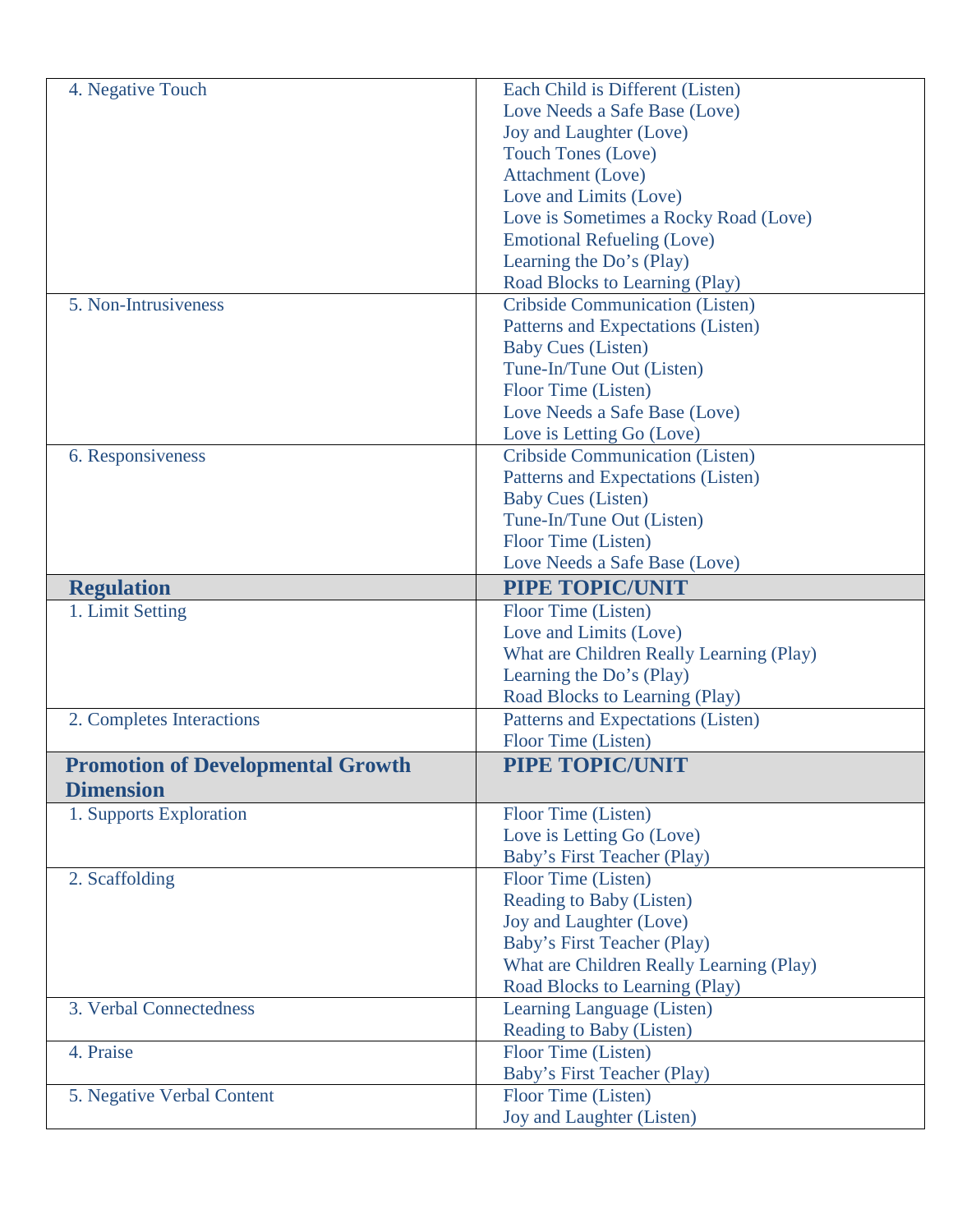| | |
|---|---|
| 4. Negative Touch | Each Child is Different (Listen)<br>Love Needs a Safe Base (Love)<br>Joy and Laughter (Love)<br>Touch Tones (Love)<br>Attachment (Love)<br>Love and Limits (Love)<br>Love is Sometimes a Rocky Road (Love)<br>Emotional Refueling (Love)<br>Learning the Do's (Play)<br>Road Blocks to Learning (Play) |
| 5. Non-Intrusiveness | Cribside Communication (Listen)<br>Patterns and Expectations (Listen)<br>Baby Cues (Listen)<br>Tune-In/Tune Out (Listen)<br>Floor Time (Listen)<br>Love Needs a Safe Base (Love)<br>Love is Letting Go (Love) |
| 6. Responsiveness | Cribside Communication (Listen)<br>Patterns and Expectations (Listen)<br>Baby Cues (Listen)<br>Tune-In/Tune Out (Listen)<br>Floor Time (Listen)<br>Love Needs a Safe Base (Love) |
| **Regulation** | **PIPE TOPIC/UNIT** |
| 1. Limit Setting | Floor Time (Listen)<br>Love and Limits (Love)<br>What are Children Really Learning (Play)<br>Learning the Do's (Play)<br>Road Blocks to Learning (Play) |
| 2. Completes Interactions | Patterns and Expectations (Listen)<br>Floor Time (Listen) |
| **Promotion of Developmental Growth Dimension** | **PIPE TOPIC/UNIT** |
| 1. Supports Exploration | Floor Time (Listen)<br>Love is Letting Go (Love)<br>Baby's First Teacher (Play) |
| 2. Scaffolding | Floor Time (Listen)<br>Reading to Baby (Listen)<br>Joy and Laughter (Love)<br>Baby's First Teacher (Play)<br>What are Children Really Learning (Play)<br>Road Blocks to Learning (Play) |
| 3. Verbal Connectedness | Learning Language (Listen)<br>Reading to Baby (Listen) |
| 4. Praise | Floor Time (Listen)<br>Baby's First Teacher (Play) |
| 5. Negative Verbal Content | Floor Time (Listen)<br>Joy and Laughter (Listen) |